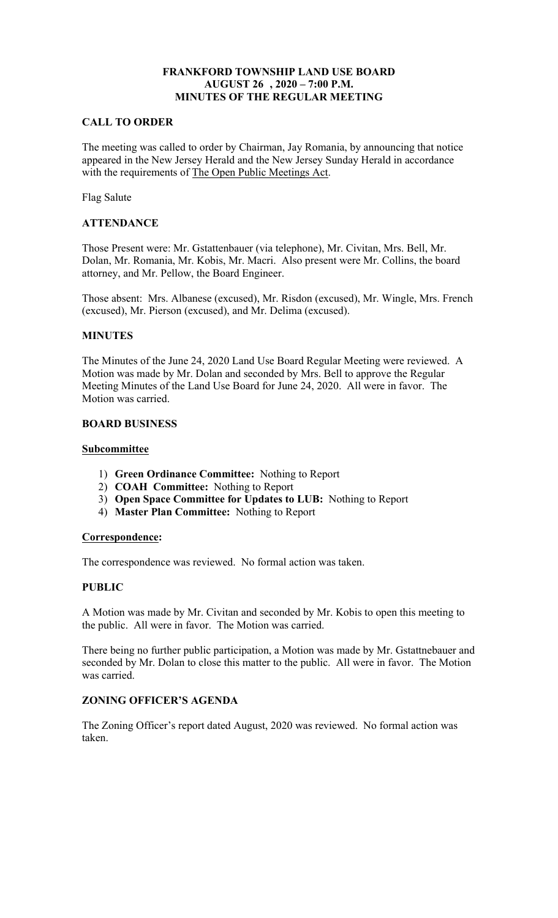# FRANKFORD TOWNSHIP LAND USE BOARD
## AUGUST 26 , 2020 – 7:00 P.M.
## MINUTES OF THE REGULAR MEETING

### CALL TO ORDER

The meeting was called to order by Chairman, Jay Romania, by announcing that notice appeared in the New Jersey Herald and the New Jersey Sunday Herald in accordance with the requirements of The Open Public Meetings Act.

Flag Salute

### ATTENDANCE

Those Present were: Mr. Gstattenbauer (via telephone), Mr. Civitan, Mrs. Bell, Mr. Dolan, Mr. Romania, Mr. Kobis, Mr. Macri. Also present were Mr. Collins, the board attorney, and Mr. Pellow, the Board Engineer.

Those absent: Mrs. Albanese (excused), Mr. Risdon (excused), Mr. Wingle, Mrs. French (excused), Mr. Pierson (excused), and Mr. Delima (excused).

### MINUTES

The Minutes of the June 24, 2020 Land Use Board Regular Meeting were reviewed. A Motion was made by Mr. Dolan and seconded by Mrs. Bell to approve the Regular Meeting Minutes of the Land Use Board for June 24, 2020. All were in favor. The Motion was carried.

### BOARD BUSINESS

**Subcommittee**

1) **Green Ordinance Committee:** Nothing to Report
2) **COAH Committee:** Nothing to Report
3) **Open Space Committee for Updates to LUB:** Nothing to Report
4) **Master Plan Committee:** Nothing to Report

**Correspondence:**

The correspondence was reviewed. No formal action was taken.

### PUBLIC

A Motion was made by Mr. Civitan and seconded by Mr. Kobis to open this meeting to the public. All were in favor. The Motion was carried.

There being no further public participation, a Motion was made by Mr. Gstattnebauer and seconded by Mr. Dolan to close this matter to the public. All were in favor. The Motion was carried.

### ZONING OFFICER'S AGENDA

The Zoning Officer's report dated August, 2020 was reviewed. No formal action was taken.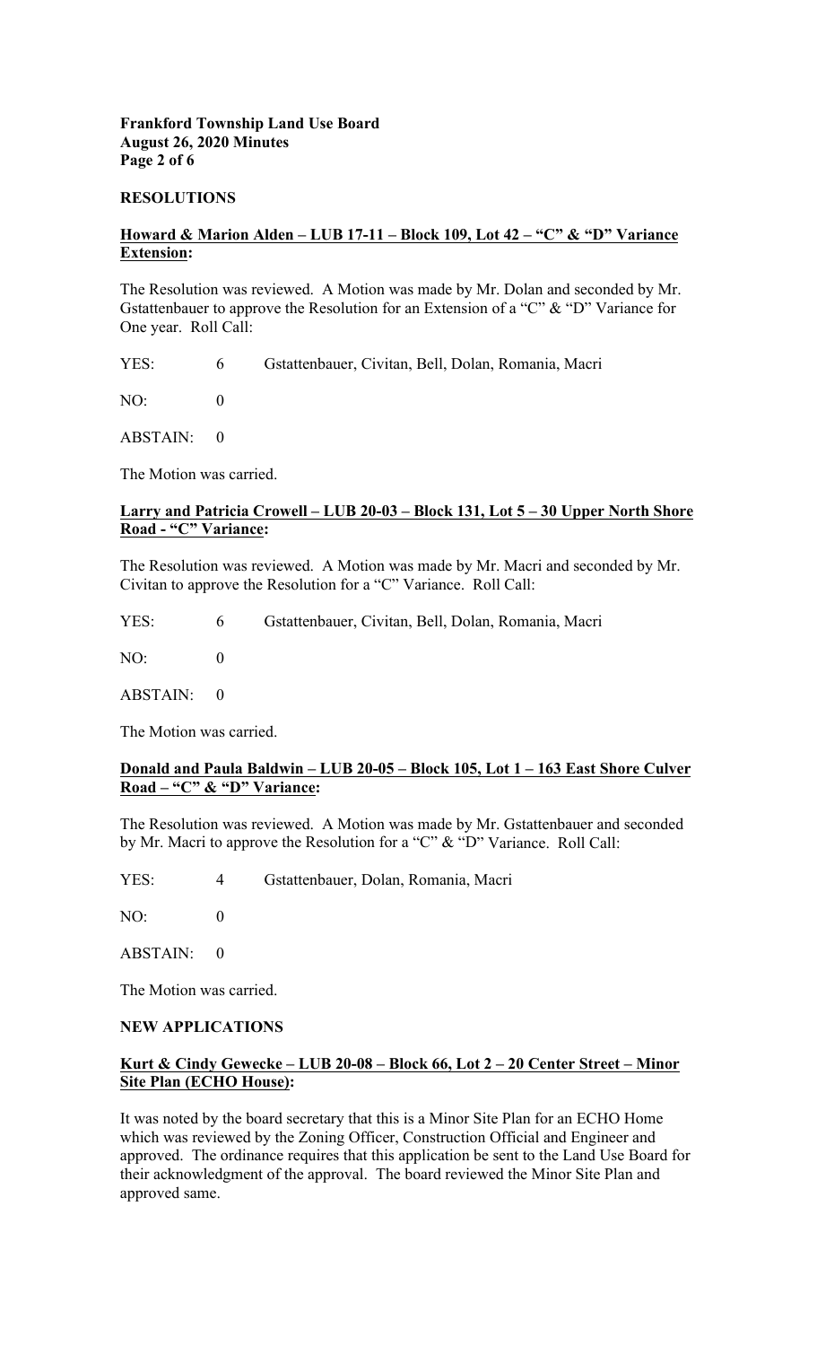## RESOLUTIONS

**Howard & Marion Alden – LUB 17-11 – Block 109, Lot 42 – "C" & "D" Variance Extension:**

The Resolution was reviewed. A Motion was made by Mr. Dolan and seconded by Mr. Gstattenbauer to approve the Resolution for an Extension of a "C" & "D" Variance for One year. Roll Call:

YES: 6 Gstattenbauer, Civitan, Bell, Dolan, Romania, Macri

NO: 0

ABSTAIN: 0

The Motion was carried.

**Larry and Patricia Crowell – LUB 20-03 – Block 131, Lot 5 – 30 Upper North Shore Road - "C" Variance:**

The Resolution was reviewed. A Motion was made by Mr. Macri and seconded by Mr. Civitan to approve the Resolution for a "C" Variance. Roll Call:

YES: 6 Gstattenbauer, Civitan, Bell, Dolan, Romania, Macri

NO: 0

ABSTAIN: 0

The Motion was carried.

**Donald and Paula Baldwin – LUB 20-05 – Block 105, Lot 1 – 163 East Shore Culver Road – "C" & "D" Variance:**

The Resolution was reviewed. A Motion was made by Mr. Gstattenbauer and seconded by Mr. Macri to approve the Resolution for a "C" & "D" Variance. Roll Call:

YES: 4 Gstattenbauer, Dolan, Romania, Macri

NO: 0

ABSTAIN: 0

The Motion was carried.

## NEW APPLICATIONS

**Kurt & Cindy Gewecke – LUB 20-08 – Block 66, Lot 2 – 20 Center Street – Minor Site Plan (ECHO House):**

It was noted by the board secretary that this is a Minor Site Plan for an ECHO Home which was reviewed by the Zoning Officer, Construction Official and Engineer and approved. The ordinance requires that this application be sent to the Land Use Board for their acknowledgment of the approval. The board reviewed the Minor Site Plan and approved same.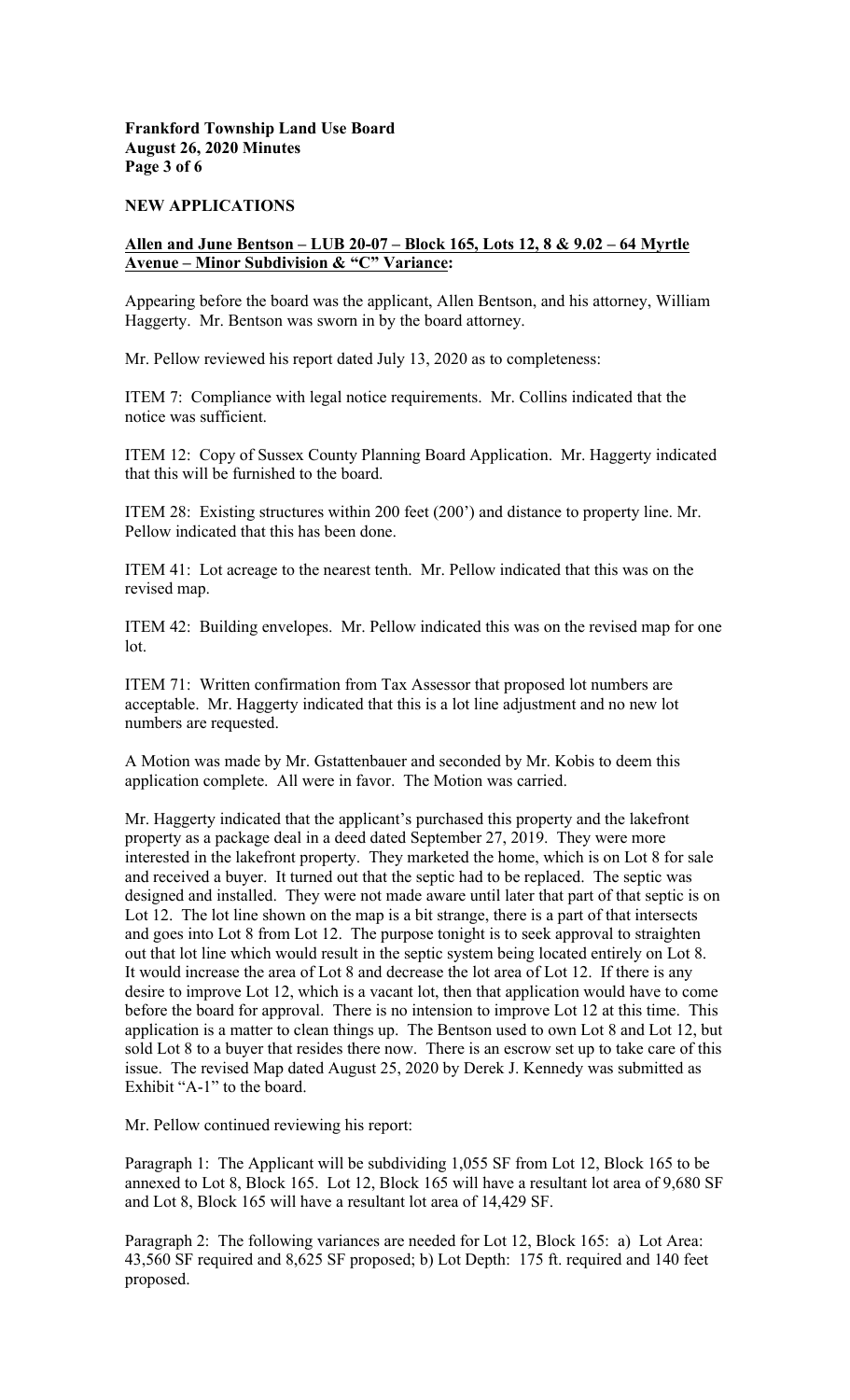## NEW APPLICATIONS

### Allen and June Bentson – LUB 20-07 – Block 165, Lots 12, 8 & 9.02 – 64 Myrtle Avenue – Minor Subdivision & "C" Variance:

Appearing before the board was the applicant, Allen Bentson, and his attorney, William Haggerty. Mr. Bentson was sworn in by the board attorney.

Mr. Pellow reviewed his report dated July 13, 2020 as to completeness:

ITEM 7: Compliance with legal notice requirements. Mr. Collins indicated that the notice was sufficient.

ITEM 12: Copy of Sussex County Planning Board Application. Mr. Haggerty indicated that this will be furnished to the board.

ITEM 28: Existing structures within 200 feet (200') and distance to property line. Mr. Pellow indicated that this has been done.

ITEM 41: Lot acreage to the nearest tenth. Mr. Pellow indicated that this was on the revised map.

ITEM 42: Building envelopes. Mr. Pellow indicated this was on the revised map for one lot.

ITEM 71: Written confirmation from Tax Assessor that proposed lot numbers are acceptable. Mr. Haggerty indicated that this is a lot line adjustment and no new lot numbers are requested.

A Motion was made by Mr. Gstattenbauer and seconded by Mr. Kobis to deem this application complete. All were in favor. The Motion was carried.

Mr. Haggerty indicated that the applicant's purchased this property and the lakefront property as a package deal in a deed dated September 27, 2019. They were more interested in the lakefront property. They marketed the home, which is on Lot 8 for sale and received a buyer. It turned out that the septic had to be replaced. The septic was designed and installed. They were not made aware until later that part of that septic is on Lot 12. The lot line shown on the map is a bit strange, there is a part of that intersects and goes into Lot 8 from Lot 12. The purpose tonight is to seek approval to straighten out that lot line which would result in the septic system being located entirely on Lot 8. It would increase the area of Lot 8 and decrease the lot area of Lot 12. If there is any desire to improve Lot 12, which is a vacant lot, then that application would have to come before the board for approval. There is no intension to improve Lot 12 at this time. This application is a matter to clean things up. The Bentson used to own Lot 8 and Lot 12, but sold Lot 8 to a buyer that resides there now. There is an escrow set up to take care of this issue. The revised Map dated August 25, 2020 by Derek J. Kennedy was submitted as Exhibit "A-1" to the board.

Mr. Pellow continued reviewing his report:

Paragraph 1: The Applicant will be subdividing 1,055 SF from Lot 12, Block 165 to be annexed to Lot 8, Block 165. Lot 12, Block 165 will have a resultant lot area of 9,680 SF and Lot 8, Block 165 will have a resultant lot area of 14,429 SF.

Paragraph 2: The following variances are needed for Lot 12, Block 165: a) Lot Area: 43,560 SF required and 8,625 SF proposed; b) Lot Depth: 175 ft. required and 140 feet proposed.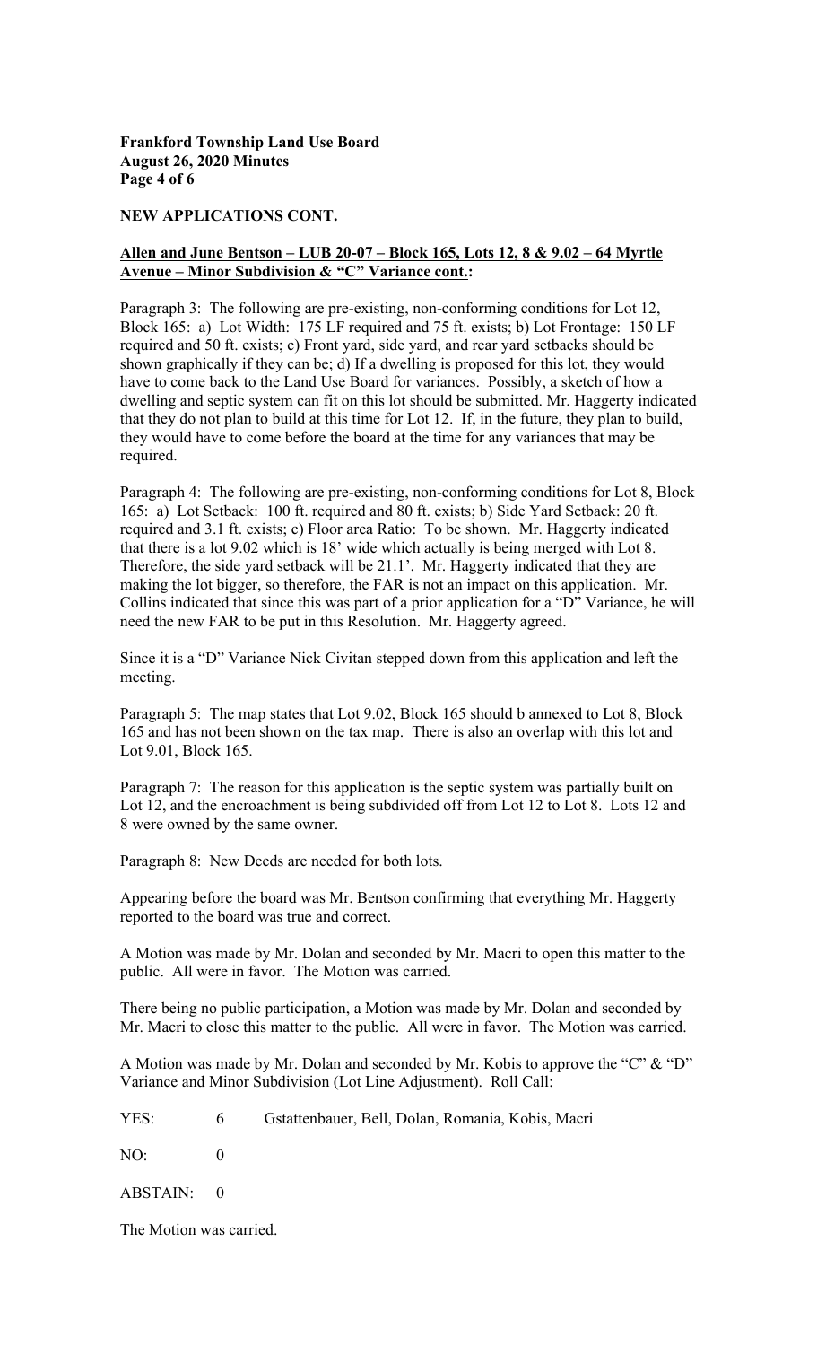## NEW APPLICATIONS CONT.

**Allen and June Bentson – LUB 20-07 – Block 165, Lots 12, 8 & 9.02 – 64 Myrtle Avenue – Minor Subdivision & "C" Variance cont.:**

Paragraph 3: The following are pre-existing, non-conforming conditions for Lot 12, Block 165: a) Lot Width: 175 LF required and 75 ft. exists; b) Lot Frontage: 150 LF required and 50 ft. exists; c) Front yard, side yard, and rear yard setbacks should be shown graphically if they can be; d) If a dwelling is proposed for this lot, they would have to come back to the Land Use Board for variances. Possibly, a sketch of how a dwelling and septic system can fit on this lot should be submitted. Mr. Haggerty indicated that they do not plan to build at this time for Lot 12. If, in the future, they plan to build, they would have to come before the board at the time for any variances that may be required.

Paragraph 4: The following are pre-existing, non-conforming conditions for Lot 8, Block 165: a) Lot Setback: 100 ft. required and 80 ft. exists; b) Side Yard Setback: 20 ft. required and 3.1 ft. exists; c) Floor area Ratio: To be shown. Mr. Haggerty indicated that there is a lot 9.02 which is 18' wide which actually is being merged with Lot 8. Therefore, the side yard setback will be 21.1'. Mr. Haggerty indicated that they are making the lot bigger, so therefore, the FAR is not an impact on this application. Mr. Collins indicated that since this was part of a prior application for a "D" Variance, he will need the new FAR to be put in this Resolution. Mr. Haggerty agreed.

Since it is a "D" Variance Nick Civitan stepped down from this application and left the meeting.

Paragraph 5: The map states that Lot 9.02, Block 165 should b annexed to Lot 8, Block 165 and has not been shown on the tax map. There is also an overlap with this lot and Lot 9.01, Block 165.

Paragraph 7: The reason for this application is the septic system was partially built on Lot 12, and the encroachment is being subdivided off from Lot 12 to Lot 8. Lots 12 and 8 were owned by the same owner.

Paragraph 8: New Deeds are needed for both lots.

Appearing before the board was Mr. Bentson confirming that everything Mr. Haggerty reported to the board was true and correct.

A Motion was made by Mr. Dolan and seconded by Mr. Macri to open this matter to the public. All were in favor. The Motion was carried.

There being no public participation, a Motion was made by Mr. Dolan and seconded by Mr. Macri to close this matter to the public. All were in favor. The Motion was carried.

A Motion was made by Mr. Dolan and seconded by Mr. Kobis to approve the "C" & "D" Variance and Minor Subdivision (Lot Line Adjustment). Roll Call:

YES: 6 Gstattenbauer, Bell, Dolan, Romania, Kobis, Macri

NO: 0

ABSTAIN: 0

The Motion was carried.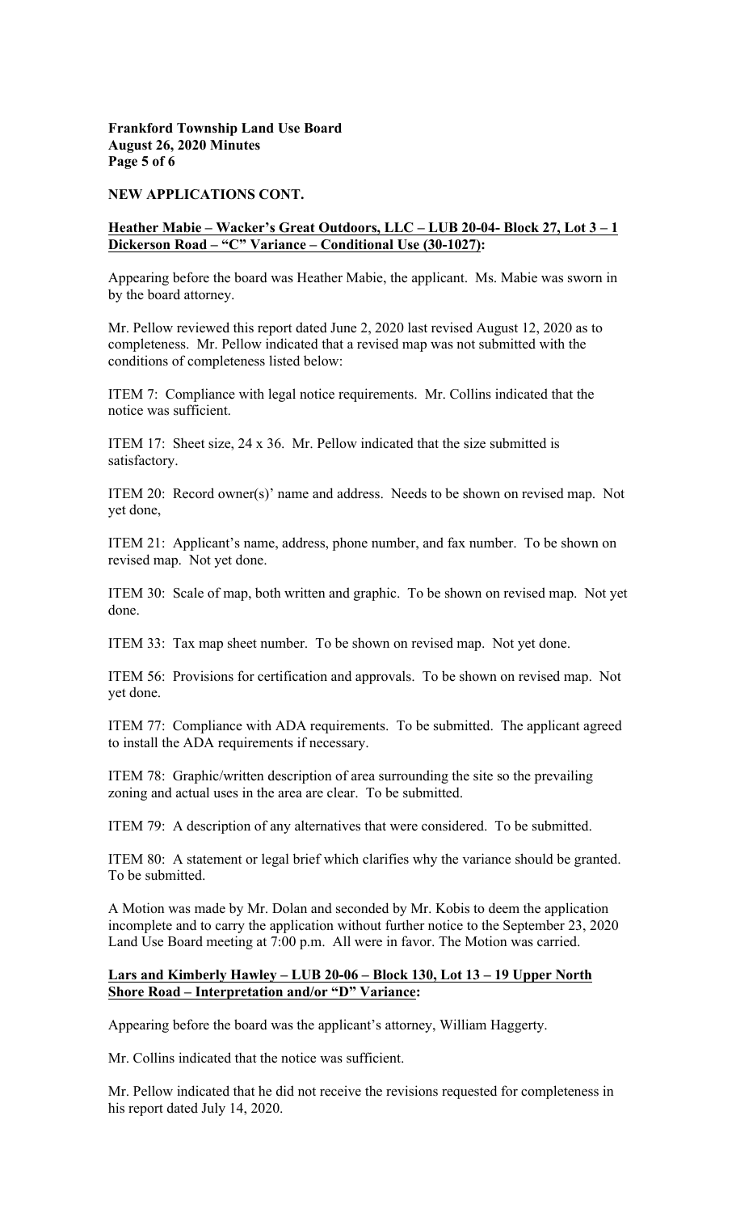**NEW APPLICATIONS CONT.**

**<u>Heather Mabie – Wacker's Great Outdoors, LLC – LUB 20-04- Block 27, Lot 3 – 1 Dickerson Road – "C" Variance – Conditional Use (30-1027):</u>**

Appearing before the board was Heather Mabie, the applicant. Ms. Mabie was sworn in by the board attorney.

Mr. Pellow reviewed this report dated June 2, 2020 last revised August 12, 2020 as to completeness. Mr. Pellow indicated that a revised map was not submitted with the conditions of completeness listed below:

ITEM 7: Compliance with legal notice requirements. Mr. Collins indicated that the notice was sufficient.

ITEM 17: Sheet size, 24 x 36. Mr. Pellow indicated that the size submitted is satisfactory.

ITEM 20: Record owner(s)' name and address. Needs to be shown on revised map. Not yet done,

ITEM 21: Applicant's name, address, phone number, and fax number. To be shown on revised map. Not yet done.

ITEM 30: Scale of map, both written and graphic. To be shown on revised map. Not yet done.

ITEM 33: Tax map sheet number. To be shown on revised map. Not yet done.

ITEM 56: Provisions for certification and approvals. To be shown on revised map. Not yet done.

ITEM 77: Compliance with ADA requirements. To be submitted. The applicant agreed to install the ADA requirements if necessary.

ITEM 78: Graphic/written description of area surrounding the site so the prevailing zoning and actual uses in the area are clear. To be submitted.

ITEM 79: A description of any alternatives that were considered. To be submitted.

ITEM 80: A statement or legal brief which clarifies why the variance should be granted. To be submitted.

A Motion was made by Mr. Dolan and seconded by Mr. Kobis to deem the application incomplete and to carry the application without further notice to the September 23, 2020 Land Use Board meeting at 7:00 p.m. All were in favor. The Motion was carried.

**<u>Lars and Kimberly Hawley – LUB 20-06 – Block 130, Lot 13 – 19 Upper North Shore Road – Interpretation and/or "D" Variance:</u>**

Appearing before the board was the applicant's attorney, William Haggerty.

Mr. Collins indicated that the notice was sufficient.

Mr. Pellow indicated that he did not receive the revisions requested for completeness in his report dated July 14, 2020.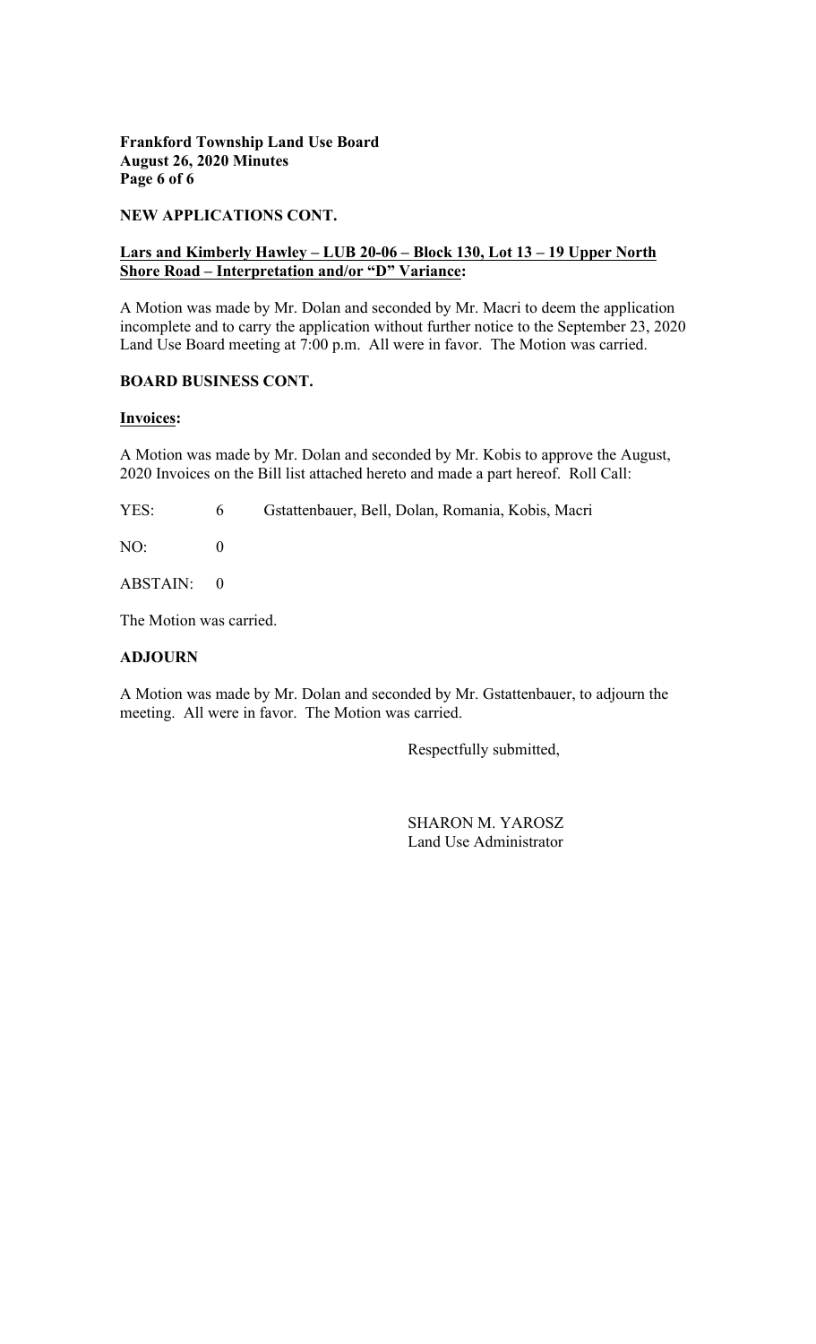**NEW APPLICATIONS CONT.**

**Lars and Kimberly Hawley – LUB 20-06 – Block 130, Lot 13 – 19 Upper North Shore Road – Interpretation and/or "D" Variance:**

A Motion was made by Mr. Dolan and seconded by Mr. Macri to deem the application incomplete and to carry the application without further notice to the September 23, 2020 Land Use Board meeting at 7:00 p.m. All were in favor. The Motion was carried.

**BOARD BUSINESS CONT.**

**Invoices:**

A Motion was made by Mr. Dolan and seconded by Mr. Kobis to approve the August, 2020 Invoices on the Bill list attached hereto and made a part hereof. Roll Call:

YES: 6 Gstattenbauer, Bell, Dolan, Romania, Kobis, Macri

NO: 0

ABSTAIN: 0

The Motion was carried.

**ADJOURN**

A Motion was made by Mr. Dolan and seconded by Mr. Gstattenbauer, to adjourn the meeting. All were in favor. The Motion was carried.

Respectfully submitted,

SHARON M. YAROSZ
Land Use Administrator